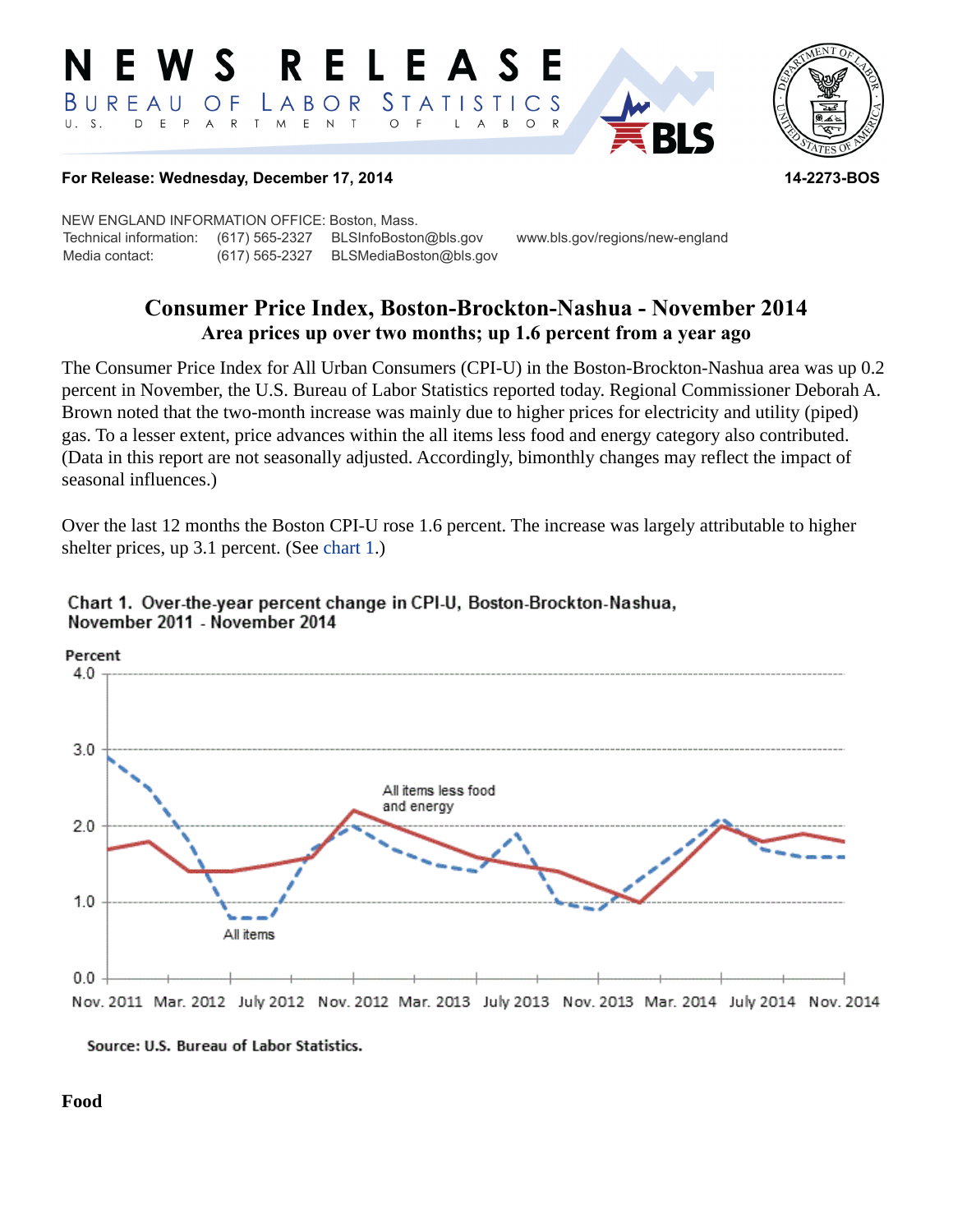# NEWS RELEASE

BUREAU OF LABOR STATISTICS

U. S. DEPARTMENT OF LABOR

**For Release: Wednesday, December 17, 2014** **14-2273-BOS**

NEW ENGLAND INFORMATION OFFICE: Boston, Mass.

Technical information: (617) 565-2327 BLSInfoBoston@bls.gov www.bls.gov/regions/new-england

Media contact: (617) 565-2327 BLSMediaBoston@bls.gov

## Consumer Price Index, Boston-Brockton-Nashua - November 2014

### Area prices up over two months; up 1.6 percent from a year ago

The Consumer Price Index for All Urban Consumers (CPI-U) in the Boston-Brockton-Nashua area was up 0.2 percent in November, the U.S. Bureau of Labor Statistics reported today. Regional Commissioner Deborah A. Brown noted that the two-month increase was mainly due to higher prices for electricity and utility (piped) gas. To a lesser extent, price advances within the all items less food and energy category also contributed. (Data in this report are not seasonally adjusted. Accordingly, bimonthly changes may reflect the impact of seasonal influences.)

Over the last 12 months the Boston CPI-U rose 1.6 percent. The increase was largely attributable to higher shelter prices, up 3.1 percent. (See chart 1.)

**Chart 1. Over-the-year percent change in CPI-U, Boston-Brockton-Nashua, November 2011 - November 2014**

Source: U.S. Bureau of Labor Statistics.

**Food**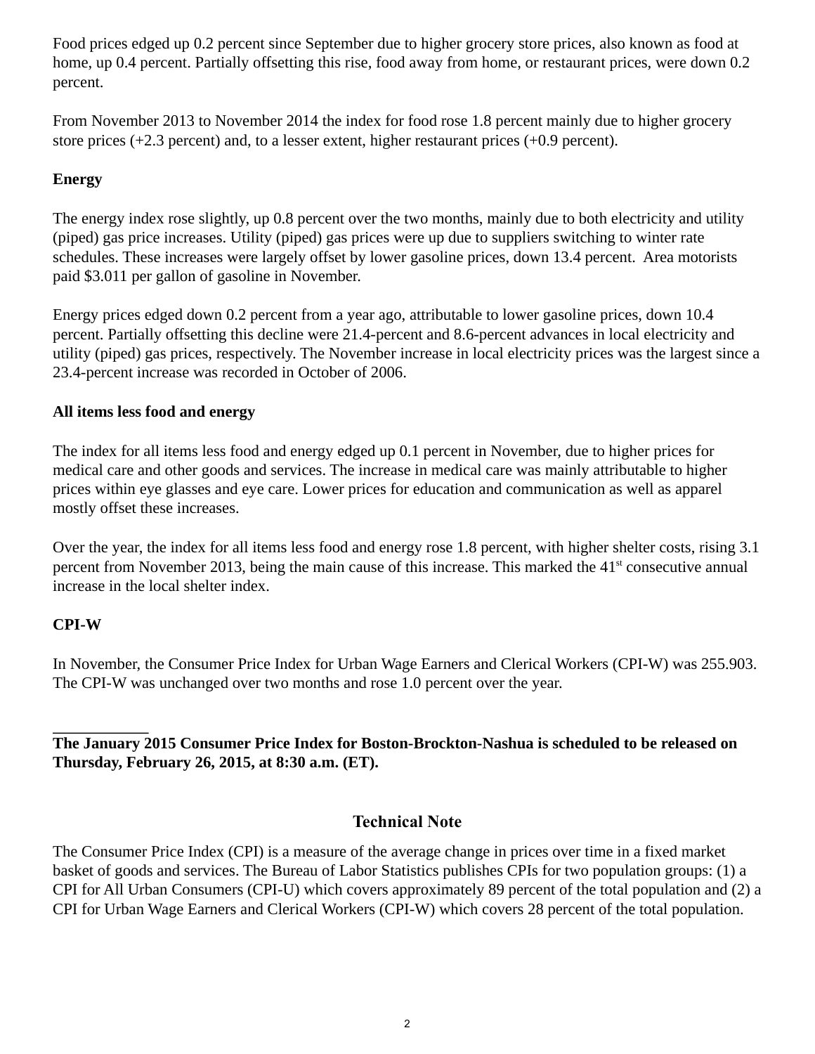Food prices edged up 0.2 percent since September due to higher grocery store prices, also known as food at home, up 0.4 percent. Partially offsetting this rise, food away from home, or restaurant prices, were down 0.2 percent.

From November 2013 to November 2014 the index for food rose 1.8 percent mainly due to higher grocery store prices (+2.3 percent) and, to a lesser extent, higher restaurant prices (+0.9 percent).

**Energy**

The energy index rose slightly, up 0.8 percent over the two months, mainly due to both electricity and utility (piped) gas price increases. Utility (piped) gas prices were up due to suppliers switching to winter rate schedules. These increases were largely offset by lower gasoline prices, down 13.4 percent. Area motorists paid $3.011 per gallon of gasoline in November.

Energy prices edged down 0.2 percent from a year ago, attributable to lower gasoline prices, down 10.4 percent. Partially offsetting this decline were 21.4-percent and 8.6-percent advances in local electricity and utility (piped) gas prices, respectively. The November increase in local electricity prices was the largest since a 23.4-percent increase was recorded in October of 2006.

**All items less food and energy**

The index for all items less food and energy edged up 0.1 percent in November, due to higher prices for medical care and other goods and services. The increase in medical care was mainly attributable to higher prices within eye glasses and eye care. Lower prices for education and communication as well as apparel mostly offset these increases.

Over the year, the index for all items less food and energy rose 1.8 percent, with higher shelter costs, rising 3.1 percent from November 2013, being the main cause of this increase. This marked the 41st consecutive annual increase in the local shelter index.

**CPI-W**

In November, the Consumer Price Index for Urban Wage Earners and Clerical Workers (CPI-W) was 255.903. The CPI-W was unchanged over two months and rose 1.0 percent over the year.

___________

**The January 2015 Consumer Price Index for Boston-Brockton-Nashua is scheduled to be released on Thursday, February 26, 2015, at 8:30 a.m. (ET).**

## Technical Note

The Consumer Price Index (CPI) is a measure of the average change in prices over time in a fixed market basket of goods and services. The Bureau of Labor Statistics publishes CPIs for two population groups: (1) a CPI for All Urban Consumers (CPI-U) which covers approximately 89 percent of the total population and (2) a CPI for Urban Wage Earners and Clerical Workers (CPI-W) which covers 28 percent of the total population.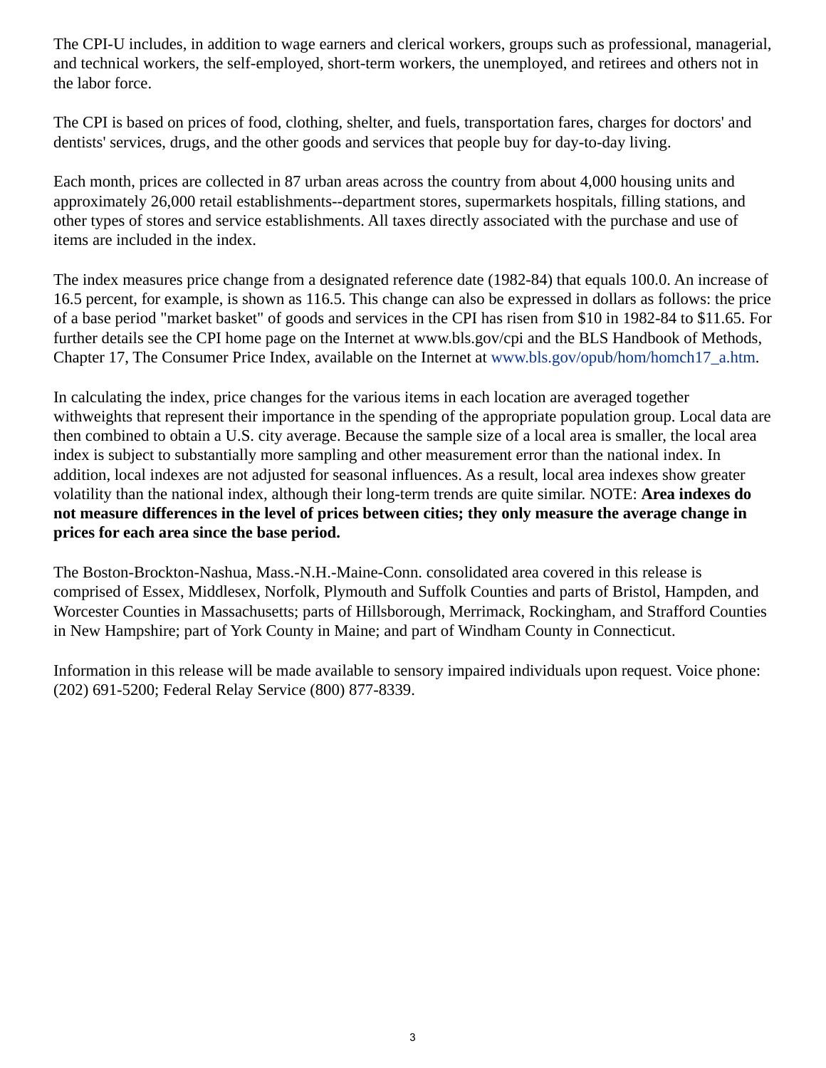The CPI-U includes, in addition to wage earners and clerical workers, groups such as professional, managerial, and technical workers, the self-employed, short-term workers, the unemployed, and retirees and others not in the labor force.

The CPI is based on prices of food, clothing, shelter, and fuels, transportation fares, charges for doctors' and dentists' services, drugs, and the other goods and services that people buy for day-to-day living.

Each month, prices are collected in 87 urban areas across the country from about 4,000 housing units and approximately 26,000 retail establishments--department stores, supermarkets hospitals, filling stations, and other types of stores and service establishments. All taxes directly associated with the purchase and use of items are included in the index.

The index measures price change from a designated reference date (1982-84) that equals 100.0. An increase of 16.5 percent, for example, is shown as 116.5. This change can also be expressed in dollars as follows: the price of a base period "market basket" of goods and services in the CPI has risen from $10 in 1982-84 to $11.65. For further details see the CPI home page on the Internet at www.bls.gov/cpi and the BLS Handbook of Methods, Chapter 17, The Consumer Price Index, available on the Internet at www.bls.gov/opub/hom/homch17_a.htm.

In calculating the index, price changes for the various items in each location are averaged together withweights that represent their importance in the spending of the appropriate population group. Local data are then combined to obtain a U.S. city average. Because the sample size of a local area is smaller, the local area index is subject to substantially more sampling and other measurement error than the national index. In addition, local indexes are not adjusted for seasonal influences. As a result, local area indexes show greater volatility than the national index, although their long-term trends are quite similar. NOTE: **Area indexes do not measure differences in the level of prices between cities; they only measure the average change in prices for each area since the base period.**

The Boston-Brockton-Nashua, Mass.-N.H.-Maine-Conn. consolidated area covered in this release is comprised of Essex, Middlesex, Norfolk, Plymouth and Suffolk Counties and parts of Bristol, Hampden, and Worcester Counties in Massachusetts; parts of Hillsborough, Merrimack, Rockingham, and Strafford Counties in New Hampshire; part of York County in Maine; and part of Windham County in Connecticut.

Information in this release will be made available to sensory impaired individuals upon request. Voice phone: (202) 691-5200; Federal Relay Service (800) 877-8339.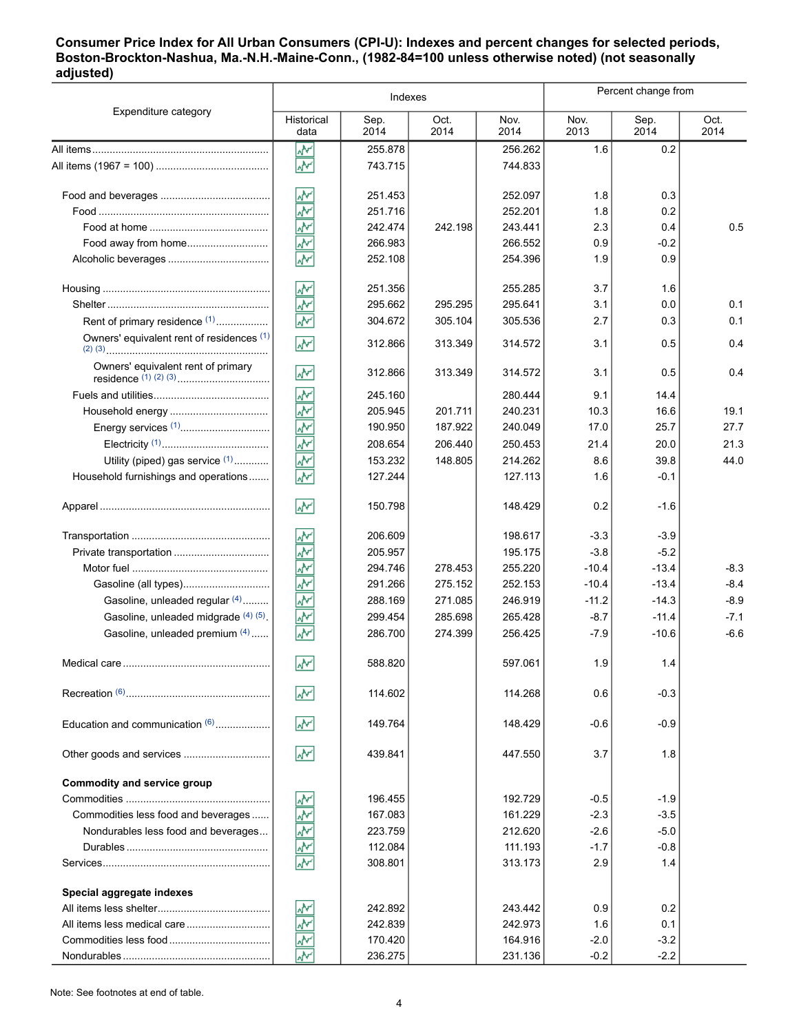**Consumer Price Index for All Urban Consumers (CPI-U): Indexes and percent changes for selected periods, Boston-Brockton-Nashua, Ma.-N.H.-Maine-Conn., (1982-84=100 unless otherwise noted) (not seasonally adjusted)**

| Expenditure category | Indexes | | | | Percent change from | | |
|---|---|---|---|---|---|---|---|
| | Historical data | Sep. 2014 | Oct. 2014 | Nov. 2014 | Nov. 2013 | Sep. 2014 | Oct. 2014 |
| All items | | 255.878 | | 256.262 | 1.6 | 0.2 | |
| All items (1967 = 100) | | 743.715 | | 744.833 | | | |
| Food and beverages | | 251.453 | | 252.097 | 1.8 | 0.3 | |
| Food | | 251.716 | | 252.201 | 1.8 | 0.2 | |
| Food at home | | 242.474 | 242.198 | 243.441 | 2.3 | 0.4 | 0.5 |
| Food away from home | | 266.983 | | 266.552 | 0.9 | -0.2 | |
| Alcoholic beverages | | 252.108 | | 254.396 | 1.9 | 0.9 | |
| Housing | | 251.356 | | 255.285 | 3.7 | 1.6 | |
| Shelter | | 295.662 | 295.295 | 295.641 | 3.1 | 0.0 | 0.1 |
| Rent of primary residence (1) | | 304.672 | 305.104 | 305.536 | 2.7 | 0.3 | 0.1 |
| Owners' equivalent rent of residences (1) (2) (3) | | 312.866 | 313.349 | 314.572 | 3.1 | 0.5 | 0.4 |
| Owners' equivalent rent of primary residence (1) (2) (3) | | 312.866 | 313.349 | 314.572 | 3.1 | 0.5 | 0.4 |
| Fuels and utilities | | 245.160 | | 280.444 | 9.1 | 14.4 | |
| Household energy | | 205.945 | 201.711 | 240.231 | 10.3 | 16.6 | 19.1 |
| Energy services (1) | | 190.950 | 187.922 | 240.049 | 17.0 | 25.7 | 27.7 |
| Electricity (1) | | 208.654 | 206.440 | 250.453 | 21.4 | 20.0 | 21.3 |
| Utility (piped) gas service (1) | | 153.232 | 148.805 | 214.262 | 8.6 | 39.8 | 44.0 |
| Household furnishings and operations | | 127.244 | | 127.113 | 1.6 | -0.1 | |
| Apparel | | 150.798 | | 148.429 | 0.2 | -1.6 | |
| Transportation | | 206.609 | | 198.617 | -3.3 | -3.9 | |
| Private transportation | | 205.957 | | 195.175 | -3.8 | -5.2 | |
| Motor fuel | | 294.746 | 278.453 | 255.220 | -10.4 | -13.4 | -8.3 |
| Gasoline (all types) | | 291.266 | 275.152 | 252.153 | -10.4 | -13.4 | -8.4 |
| Gasoline, unleaded regular (4) | | 288.169 | 271.085 | 246.919 | -11.2 | -14.3 | -8.9 |
| Gasoline, unleaded midgrade (4) (5) | | 299.454 | 285.698 | 265.428 | -8.7 | -11.4 | -7.1 |
| Gasoline, unleaded premium (4) | | 286.700 | 274.399 | 256.425 | -7.9 | -10.6 | -6.6 |
| Medical care | | 588.820 | | 597.061 | 1.9 | 1.4 | |
| Recreation (6) | | 114.602 | | 114.268 | 0.6 | -0.3 | |
| Education and communication (6) | | 149.764 | | 148.429 | -0.6 | -0.9 | |
| Other goods and services | | 439.841 | | 447.550 | 3.7 | 1.8 | |
| **Commodity and service group** | | | | | | | |
| Commodities | | 196.455 | | 192.729 | -0.5 | -1.9 | |
| Commodities less food and beverages | | 167.083 | | 161.229 | -2.3 | -3.5 | |
| Nondurables less food and beverages | | 223.759 | | 212.620 | -2.6 | -5.0 | |
| Durables | | 112.084 | | 111.193 | -1.7 | -0.8 | |
| Services | | 308.801 | | 313.173 | 2.9 | 1.4 | |
| **Special aggregate indexes** | | | | | | | |
| All items less shelter | | 242.892 | | 243.442 | 0.9 | 0.2 | |
| All items less medical care | | 242.839 | | 242.973 | 1.6 | 0.1 | |
| Commodities less food | | 170.420 | | 164.916 | -2.0 | -3.2 | |
| Nondurables | | 236.275 | | 231.136 | -0.2 | -2.2 | |

Note: See footnotes at end of table.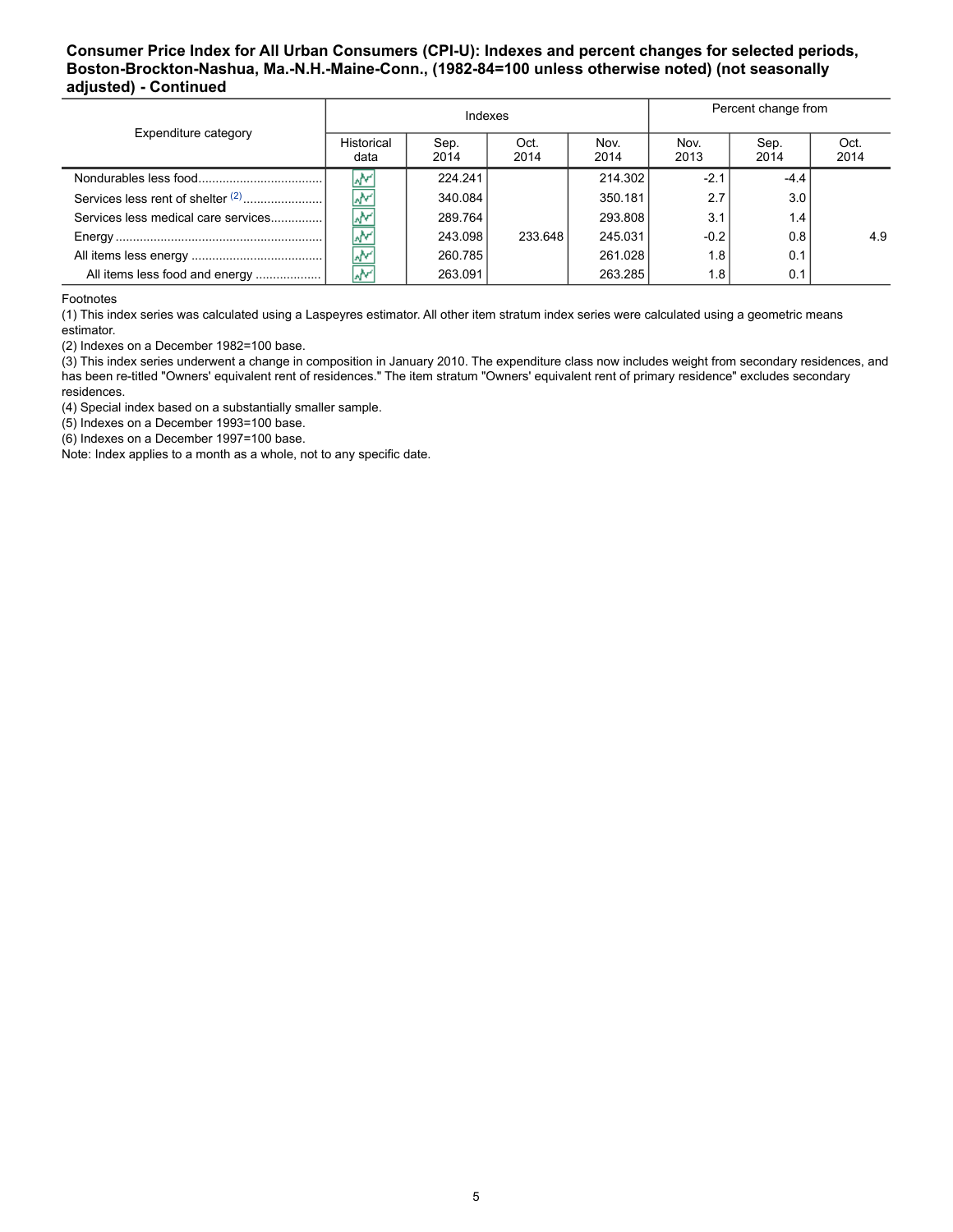**Consumer Price Index for All Urban Consumers (CPI-U): Indexes and percent changes for selected periods, Boston-Brockton-Nashua, Ma.-N.H.-Maine-Conn., (1982-84=100 unless otherwise noted) (not seasonally adjusted) - Continued**

| Expenditure category | Indexes | | | | Percent change from | | |
|---|---|---|---|---|---|---|---|
| | Historical data | Sep. 2014 | Oct. 2014 | Nov. 2014 | Nov. 2013 | Sep. 2014 | Oct. 2014 |
| Nondurables less food | | 224.241 | | 214.302 | -2.1 | -4.4 | |
| Services less rent of shelter (2) | | 340.084 | | 350.181 | 2.7 | 3.0 | |
| Services less medical care services | | 289.764 | | 293.808 | 3.1 | 1.4 | |
| Energy | | 243.098 | 233.648 | 245.031 | -0.2 | 0.8 | 4.9 |
| All items less energy | | 260.785 | | 261.028 | 1.8 | 0.1 | |
| All items less food and energy | | 263.091 | | 263.285 | 1.8 | 0.1 | |

Footnotes

(1) This index series was calculated using a Laspeyres estimator. All other item stratum index series were calculated using a geometric means estimator.

(2) Indexes on a December 1982=100 base.

(3) This index series underwent a change in composition in January 2010. The expenditure class now includes weight from secondary residences, and has been re-titled "Owners' equivalent rent of residences." The item stratum "Owners' equivalent rent of primary residence" excludes secondary residences.

(4) Special index based on a substantially smaller sample.

(5) Indexes on a December 1993=100 base.

(6) Indexes on a December 1997=100 base.

Note: Index applies to a month as a whole, not to any specific date.